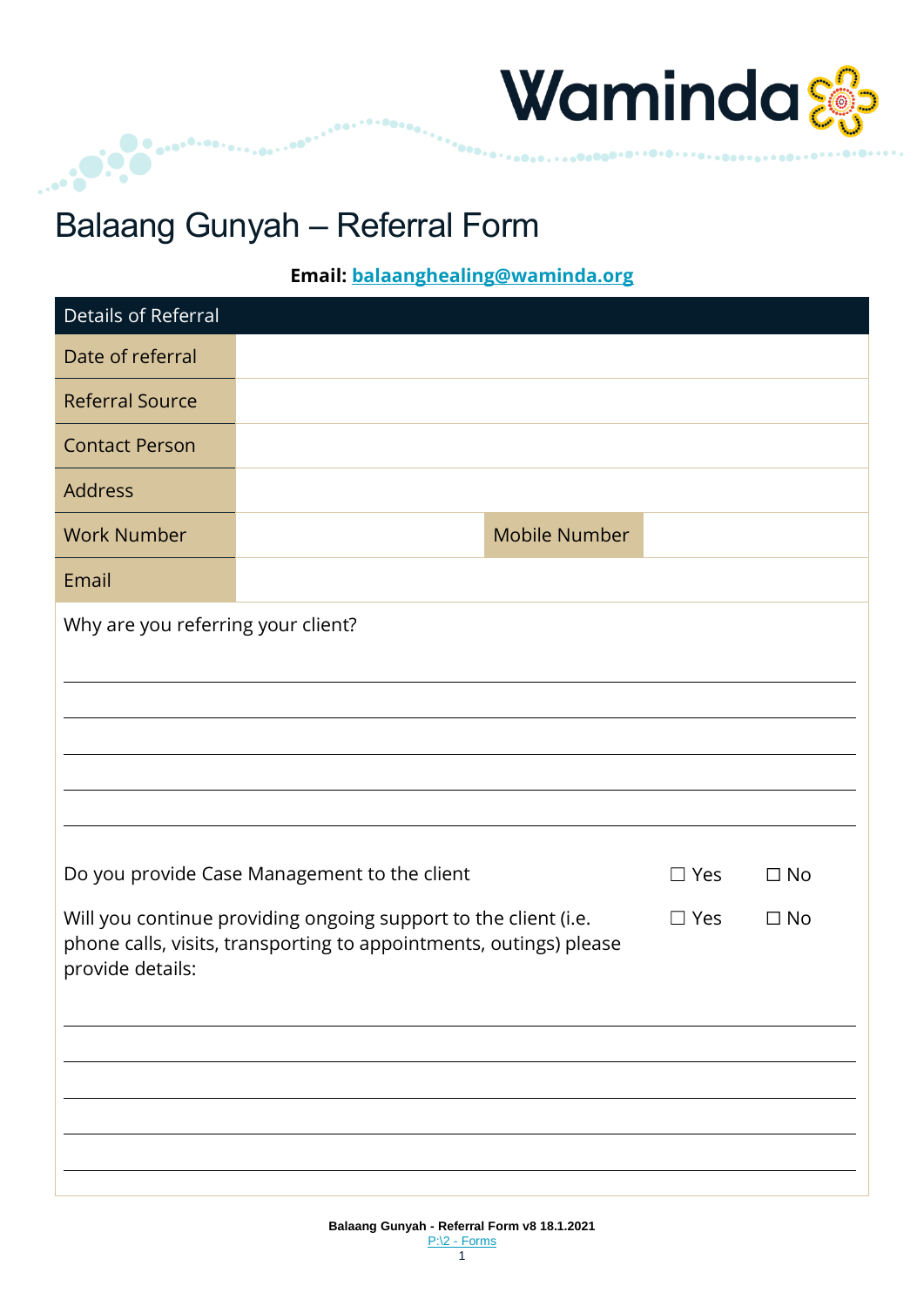Waminda

# Balaang Gunyah – Referral Form

**Email: balaanghealing@waminda.org**

| Details of Referral | | | |
|---|---|---|---|
| Date of referral | | | |
| Referral Source | | | |
| Contact Person | | | |
| Address | | | |
| Work Number | | Mobile Number | |
| Email | | | |

Why are you referring your client?

_______________________________________________

_______________________________________________

_______________________________________________

_______________________________________________

_______________________________________________

Do you provide Case Management to the client ☐ Yes ☐ No

Will you continue providing ongoing support to the client (i.e. phone calls, visits, transporting to appointments, outings) please provide details: ☐ Yes ☐ No

_______________________________________________

_______________________________________________

_______________________________________________

_______________________________________________

_______________________________________________

Balaang Gunyah - Referral Form v8 18.1.2021
P:\2 - Forms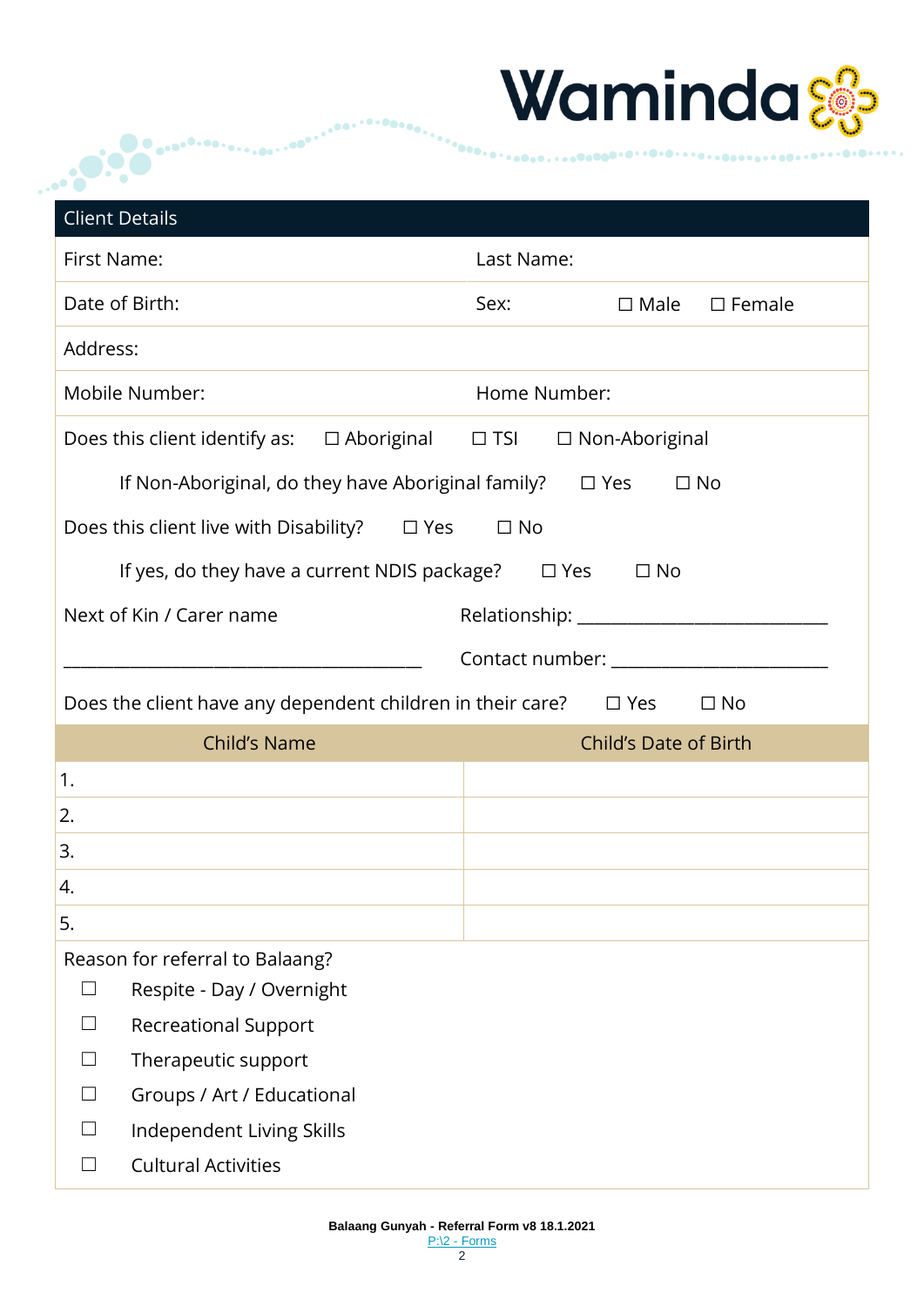## Client Details

| | |
|---|---|
| First Name: | Last Name: |
| Date of Birth: | Sex: ☐ Male ☐ Female |
| Address: | |
| Mobile Number: | Home Number: |

Does this client identify as: ☐ Aboriginal ☐ TSI ☐ Non-Aboriginal

If Non-Aboriginal, do they have Aboriginal family? ☐ Yes ☐ No

Does this client live with Disability? ☐ Yes ☐ No

If yes, do they have a current NDIS package? ☐ Yes ☐ No

Next of Kin / Carer name _______________________________________ Relationship: ____________________________

Contact number: ________________________

Does the client have any dependent children in their care? ☐ Yes ☐ No

| Child's Name | Child's Date of Birth |
|---|---|
| 1. | |
| 2. | |
| 3. | |
| 4. | |
| 5. | |

Reason for referral to Balaang?

- ☐ Respite - Day / Overnight
- ☐ Recreational Support
- ☐ Therapeutic support
- ☐ Groups / Art / Educational
- ☐ Independent Living Skills
- ☐ Cultural Activities

**Balaang Gunyah - Referral Form v8 18.1.2021**
P:\2 - Forms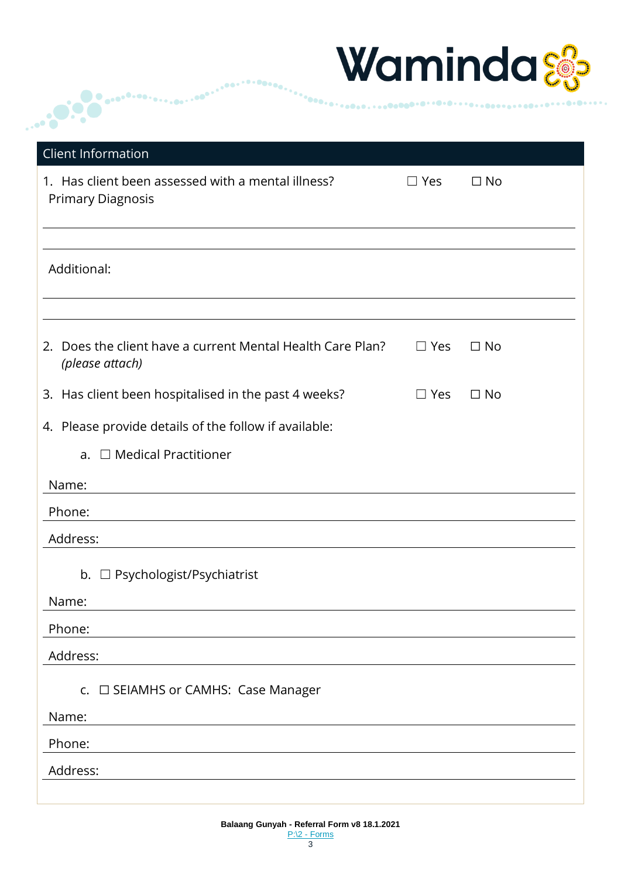## Client Information

1. Has client been assessed with a mental illness? ☐ Yes ☐ No

   Primary Diagnosis

   ______________________________________________

   ______________________________________________

   Additional:

   ______________________________________________

   ______________________________________________

2. Does the client have a current Mental Health Care Plan? ☐ Yes ☐ No
   *(please attach)*

3. Has client been hospitalised in the past 4 weeks? ☐ Yes ☐ No

4. Please provide details of the follow if available:

   a. ☐ Medical Practitioner

   Name: ______________________________________________

   Phone: ______________________________________________

   Address: ______________________________________________

   b. ☐ Psychologist/Psychiatrist

   Name: ______________________________________________

   Phone: ______________________________________________

   Address: ______________________________________________

   c. ☐ SEIAMHS or CAMHS: Case Manager

   Name: ______________________________________________

   Phone: ______________________________________________

   Address: ______________________________________________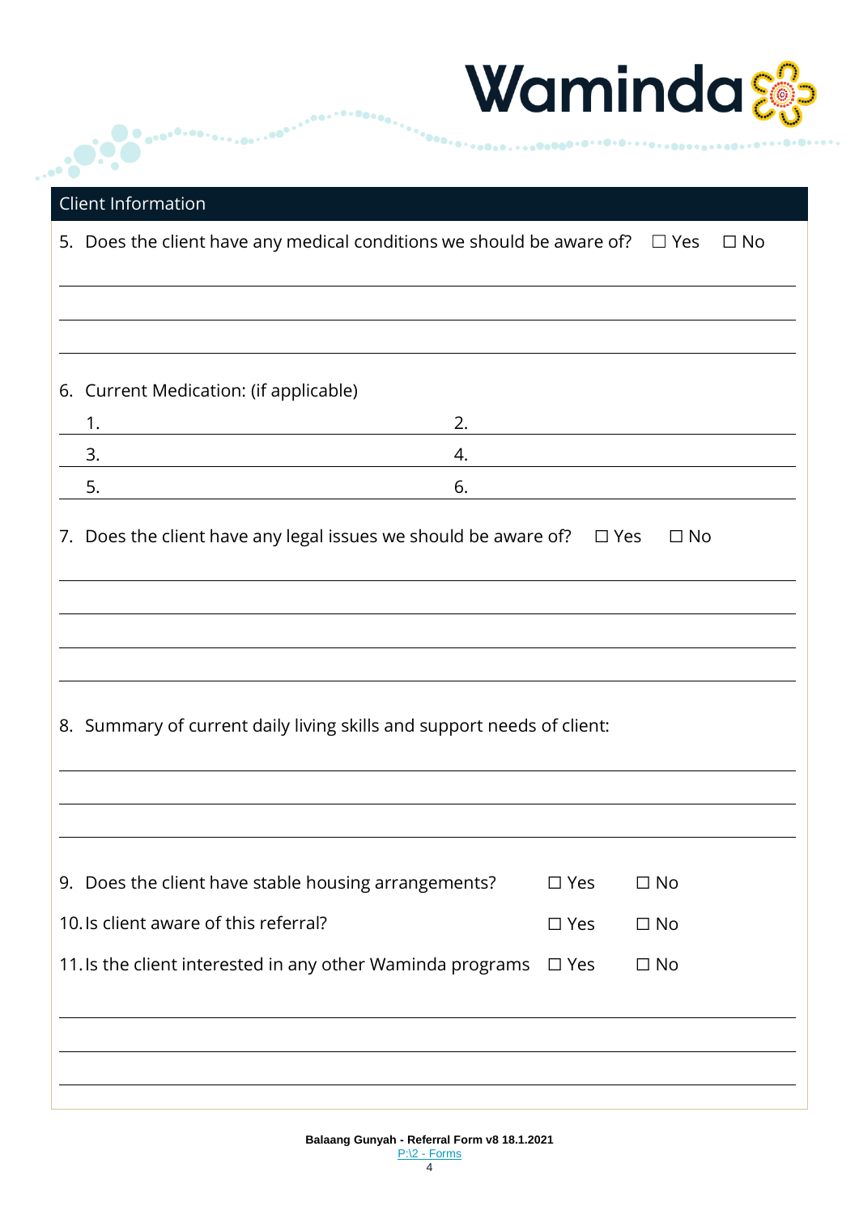## Client Information

5. Does the client have any medical conditions we should be aware of? ☐ Yes ☐ No

6. Current Medication: (if applicable)

| | |
|---|---|
| 1. | 2. |
| 3. | 4. |
| 5. | 6. |

7. Does the client have any legal issues we should be aware of? ☐ Yes ☐ No

8. Summary of current daily living skills and support needs of client:

9. Does the client have stable housing arrangements? ☐ Yes ☐ No

10. Is client aware of this referral? ☐ Yes ☐ No

11. Is the client interested in any other Waminda programs ☐ Yes ☐ No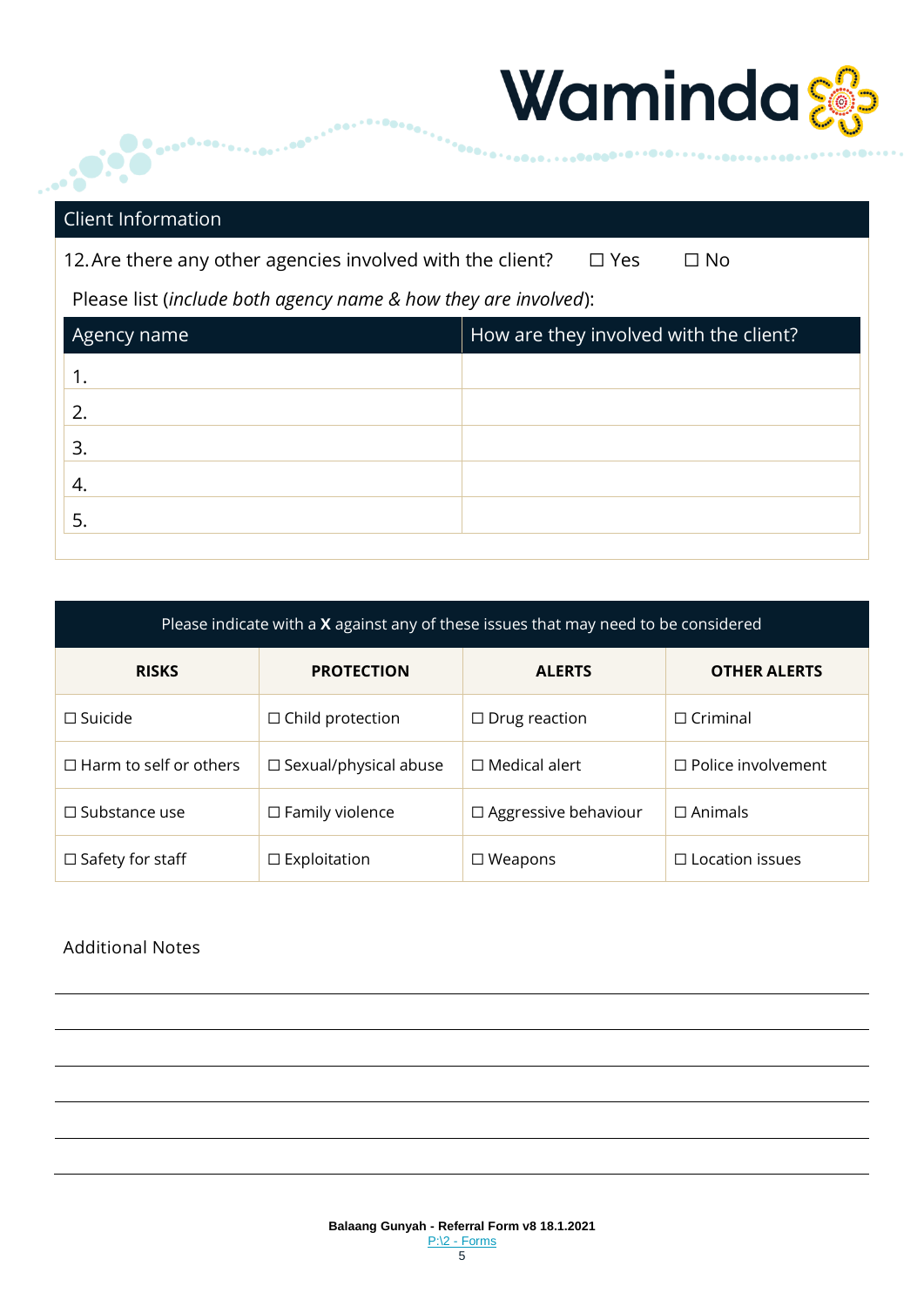## Client Information

12. Are there any other agencies involved with the client? ☐ Yes ☐ No

Please list (*include both agency name & how they are involved*):

| Agency name | How are they involved with the client? |
|---|---|
| 1. | |
| 2. | |
| 3. | |
| 4. | |
| 5. | |

| Please indicate with a **X** against any of these issues that may need to be considered | | | |
|---|---|---|---|
| **RISKS** | **PROTECTION** | **ALERTS** | **OTHER ALERTS** |
| ☐ Suicide | ☐ Child protection | ☐ Drug reaction | ☐ Criminal |
| ☐ Harm to self or others | ☐ Sexual/physical abuse | ☐ Medical alert | ☐ Police involvement |
| ☐ Substance use | ☐ Family violence | ☐ Aggressive behaviour | ☐ Animals |
| ☐ Safety for staff | ☐ Exploitation | ☐ Weapons | ☐ Location issues |

Additional Notes

______________________________________________

______________________________________________

______________________________________________

______________________________________________

______________________________________________

______________________________________________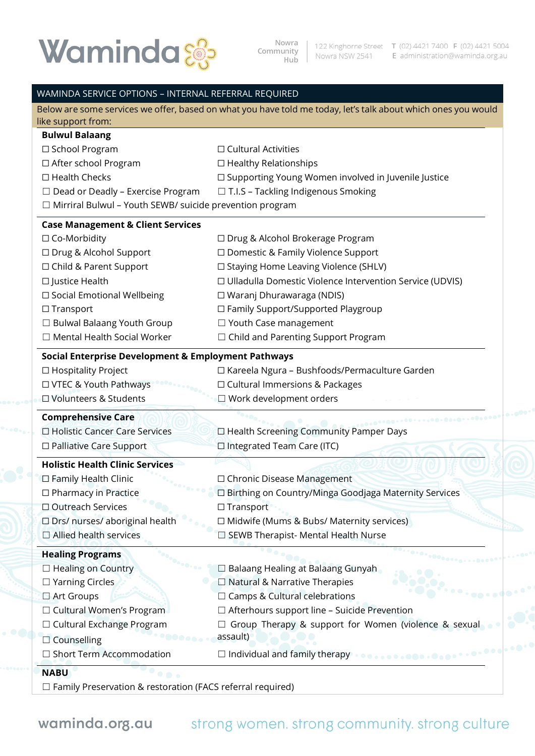Waminda

Nowra Community Hub

122 Kinghorne Street
Nowra NSW 2541

T (02) 4421 7400 F (02) 4421 5004
E administration@waminda.org.au

## WAMINDA SERVICE OPTIONS – INTERNAL REFERRAL REQUIRED

Below are some services we offer, based on what you have told me today, let's talk about which ones you would like support from:

**Bulwul Balaang**

☐ School Program
☐ Cultural Activities
☐ After school Program
☐ Healthy Relationships
☐ Health Checks
☐ Supporting Young Women involved in Juvenile Justice
☐ Dead or Deadly – Exercise Program
☐ T.I.S – Tackling Indigenous Smoking
☐ Mirriral Bulwul – Youth SEWB/ suicide prevention program

**Case Management & Client Services**

☐ Co-Morbidity
☐ Drug & Alcohol Brokerage Program
☐ Drug & Alcohol Support
☐ Domestic & Family Violence Support
☐ Child & Parent Support
☐ Staying Home Leaving Violence (SHLV)
☐ Justice Health
☐ Ulladulla Domestic Violence Intervention Service (UDVIS)
☐ Social Emotional Wellbeing
☐ Waranj Dhurawaraga (NDIS)
☐ Transport
☐ Family Support/Supported Playgroup
☐ Bulwal Balaang Youth Group
☐ Youth Case management
☐ Mental Health Social Worker
☐ Child and Parenting Support Program

**Social Enterprise Development & Employment Pathways**

☐ Hospitality Project
☐ Kareela Ngura – Bushfoods/Permaculture Garden
☐ VTEC & Youth Pathways
☐ Cultural Immersions & Packages
☐ Volunteers & Students
☐ Work development orders

**Comprehensive Care**

☐ Holistic Cancer Care Services
☐ Health Screening Community Pamper Days
☐ Palliative Care Support
☐ Integrated Team Care (ITC)

**Holistic Health Clinic Services**

☐ Family Health Clinic
☐ Chronic Disease Management
☐ Pharmacy in Practice
☐ Birthing on Country/Minga Goodjaga Maternity Services
☐ Outreach Services
☐ Transport
☐ Drs/ nurses/ aboriginal health
☐ Midwife (Mums & Bubs/ Maternity services)
☐ Allied health services
☐ SEWB Therapist- Mental Health Nurse

**Healing Programs**

☐ Healing on Country
☐ Balaang Healing at Balaang Gunyah
☐ Yarning Circles
☐ Natural & Narrative Therapies
☐ Art Groups
☐ Camps & Cultural celebrations
☐ Cultural Women's Program
☐ Afterhours support line – Suicide Prevention
☐ Cultural Exchange Program
☐ Group Therapy & support for Women (violence & sexual assault)
☐ Counselling
☐ Short Term Accommodation
☐ Individual and family therapy

**NABU**

☐ Family Preservation & restoration (FACS referral required)

waminda.org.au

strong women. strong community. strong culture